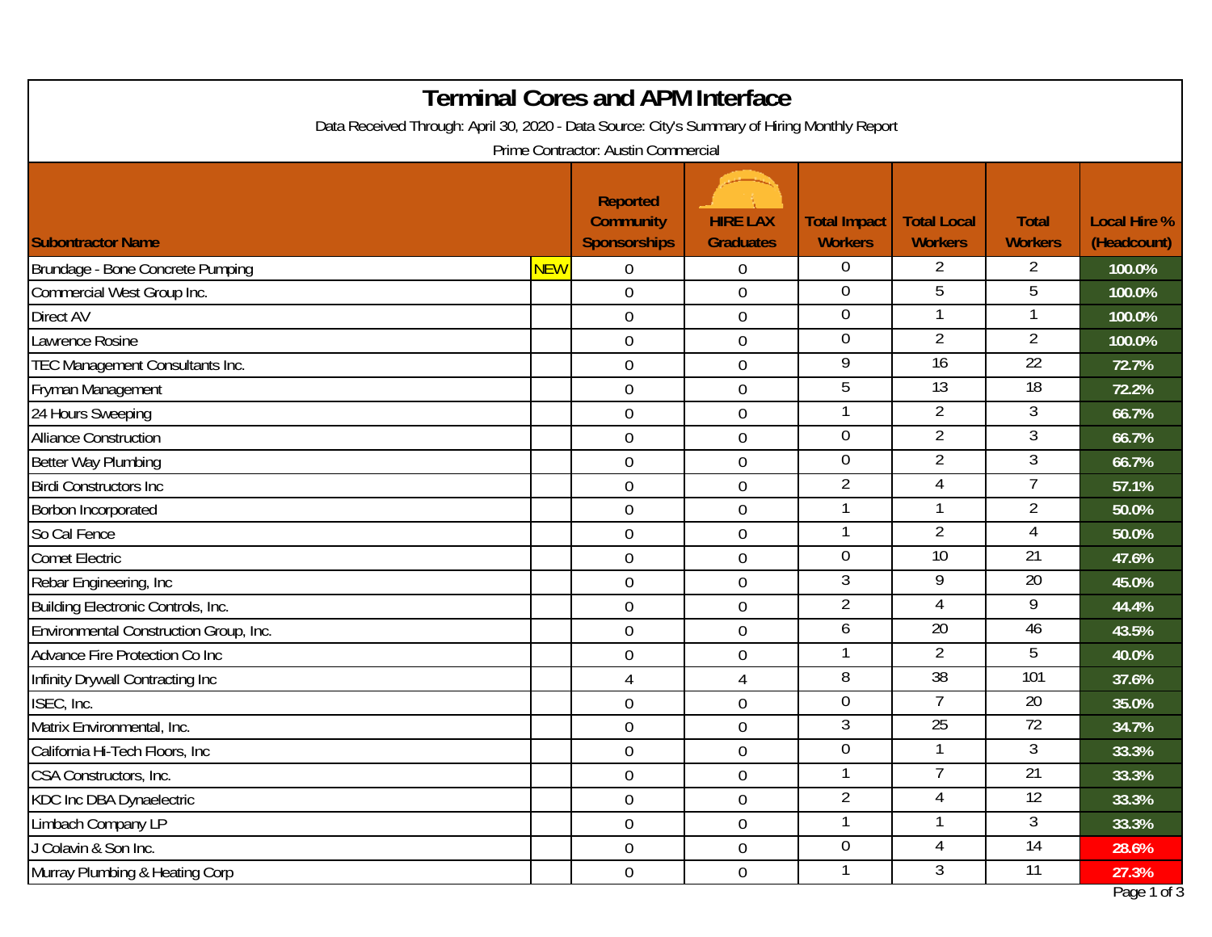# Terminal Cores and APM Interface

Data Received Through: April 30, 2020 - Data Source: City's Summary of Hiring Monthly Report

Prime Contractor: Austin Commercial

| Subcontractor Name | | Reported Community Sponsorships | HIRE LAX Graduates | Total Impact Workers | Total Local Workers | Total Workers | Local Hire % (Headcount) |
|---|---|---|---|---|---|---|---|
| Brundage - Bone Concrete Pumping | NEW | 0 | 0 | 0 | 2 | 2 | 100.0% |
| Commercial West Group Inc. | | 0 | 0 | 0 | 5 | 5 | 100.0% |
| Direct AV | | 0 | 0 | 0 | 1 | 1 | 100.0% |
| Lawrence Rosine | | 0 | 0 | 0 | 2 | 2 | 100.0% |
| TEC Management Consultants Inc. | | 0 | 0 | 9 | 16 | 22 | 72.7% |
| Fryman Management | | 0 | 0 | 5 | 13 | 18 | 72.2% |
| 24 Hours Sweeping | | 0 | 0 | 1 | 2 | 3 | 66.7% |
| Alliance Construction | | 0 | 0 | 0 | 2 | 3 | 66.7% |
| Better Way Plumbing | | 0 | 0 | 0 | 2 | 3 | 66.7% |
| Birdi Constructors Inc | | 0 | 0 | 2 | 4 | 7 | 57.1% |
| Borbon Incorporated | | 0 | 0 | 1 | 1 | 2 | 50.0% |
| So Cal Fence | | 0 | 0 | 1 | 2 | 4 | 50.0% |
| Comet Electric | | 0 | 0 | 0 | 10 | 21 | 47.6% |
| Rebar Engineering, Inc | | 0 | 0 | 3 | 9 | 20 | 45.0% |
| Building Electronic Controls, Inc. | | 0 | 0 | 2 | 4 | 9 | 44.4% |
| Environmental Construction Group, Inc. | | 0 | 0 | 6 | 20 | 46 | 43.5% |
| Advance Fire Protection Co Inc | | 0 | 0 | 1 | 2 | 5 | 40.0% |
| Infinity Drywall Contracting Inc | | 4 | 4 | 8 | 38 | 101 | 37.6% |
| ISEC, Inc. | | 0 | 0 | 0 | 7 | 20 | 35.0% |
| Matrix Environmental, Inc. | | 0 | 0 | 3 | 25 | 72 | 34.7% |
| California Hi-Tech Floors, Inc | | 0 | 0 | 0 | 1 | 3 | 33.3% |
| CSA Constructors, Inc. | | 0 | 0 | 1 | 7 | 21 | 33.3% |
| KDC Inc DBA Dynaelectric | | 0 | 0 | 2 | 4 | 12 | 33.3% |
| Limbach Company LP | | 0 | 0 | 1 | 1 | 3 | 33.3% |
| J Colavin & Son Inc. | | 0 | 0 | 0 | 4 | 14 | 28.6% |
| Murray Plumbing & Heating Corp | | 0 | 0 | 1 | 3 | 11 | 27.3% |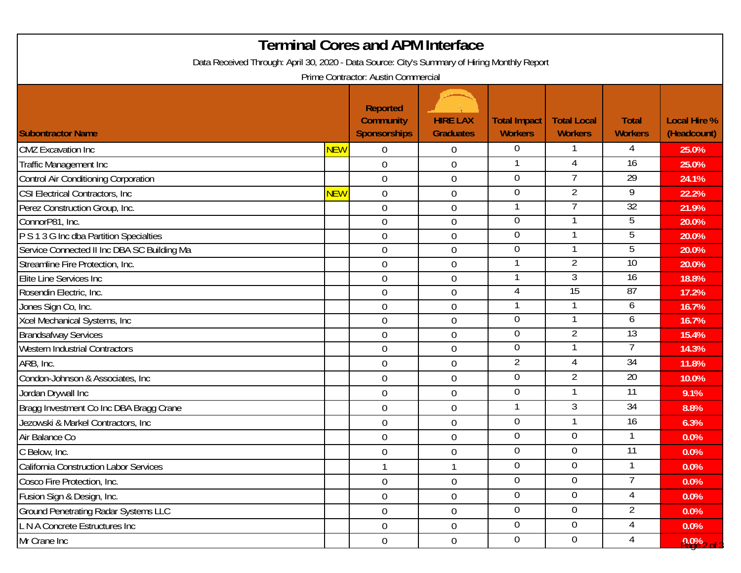# Terminal Cores and APM Interface

Data Received Through: April 30, 2020 - Data Source: City's Summary of Hiring Monthly Report

Prime Contractor: Austin Commercial

| Subontractor Name | | Reported Community Sponsorships | HIRE LAX Graduates | Total Impact Workers | Total Local Workers | Total Workers | Local Hire % (Headcount) |
|---|---|---|---|---|---|---|---|
| CMZ Excavation Inc | NEW | 0 | 0 | 0 | 1 | 4 | 25.0% |
| Traffic Management Inc | | 0 | 0 | 1 | 4 | 16 | 25.0% |
| Control Air Conditioning Corporation | | 0 | 0 | 0 | 7 | 29 | 24.1% |
| CSI Electrical Contractors, Inc | NEW | 0 | 0 | 0 | 2 | 9 | 22.2% |
| Perez Construction Group, Inc. | | 0 | 0 | 1 | 7 | 32 | 21.9% |
| ConnorP81, Inc. | | 0 | 0 | 0 | 1 | 5 | 20.0% |
| P S 1 3 G Inc dba Partition Specialties | | 0 | 0 | 0 | 1 | 5 | 20.0% |
| Service Connected II Inc DBA SC Building Ma | | 0 | 0 | 0 | 1 | 5 | 20.0% |
| Streamline Fire Protection, Inc. | | 0 | 0 | 1 | 2 | 10 | 20.0% |
| Elite Line Services Inc | | 0 | 0 | 1 | 3 | 16 | 18.8% |
| Rosendin Electric, Inc. | | 0 | 0 | 4 | 15 | 87 | 17.2% |
| Jones Sign Co, Inc. | | 0 | 0 | 1 | 1 | 6 | 16.7% |
| Xcel Mechanical Systems, Inc | | 0 | 0 | 0 | 1 | 6 | 16.7% |
| Brandsafway Services | | 0 | 0 | 0 | 2 | 13 | 15.4% |
| Western Industrial Contractors | | 0 | 0 | 0 | 1 | 7 | 14.3% |
| ARB, Inc. | | 0 | 0 | 2 | 4 | 34 | 11.8% |
| Condon-Johnson & Associates, Inc | | 0 | 0 | 0 | 2 | 20 | 10.0% |
| Jordan Drywall Inc | | 0 | 0 | 0 | 1 | 11 | 9.1% |
| Bragg Investment Co Inc DBA Bragg Crane | | 0 | 0 | 1 | 3 | 34 | 8.8% |
| Jezowski & Markel Contractors, Inc | | 0 | 0 | 0 | 1 | 16 | 6.3% |
| Air Balance Co | | 0 | 0 | 0 | 0 | 1 | 0.0% |
| C Below, Inc. | | 0 | 0 | 0 | 0 | 11 | 0.0% |
| California Construction Labor Services | | 1 | 1 | 0 | 0 | 1 | 0.0% |
| Cosco Fire Protection, Inc. | | 0 | 0 | 0 | 0 | 7 | 0.0% |
| Fusion Sign & Design, Inc. | | 0 | 0 | 0 | 0 | 4 | 0.0% |
| Ground Penetrating Radar Systems LLC | | 0 | 0 | 0 | 0 | 2 | 0.0% |
| L N A Concrete Estructures Inc | | 0 | 0 | 0 | 0 | 4 | 0.0% |
| Mr Crane Inc | | 0 | 0 | 0 | 0 | 4 | 0.0% |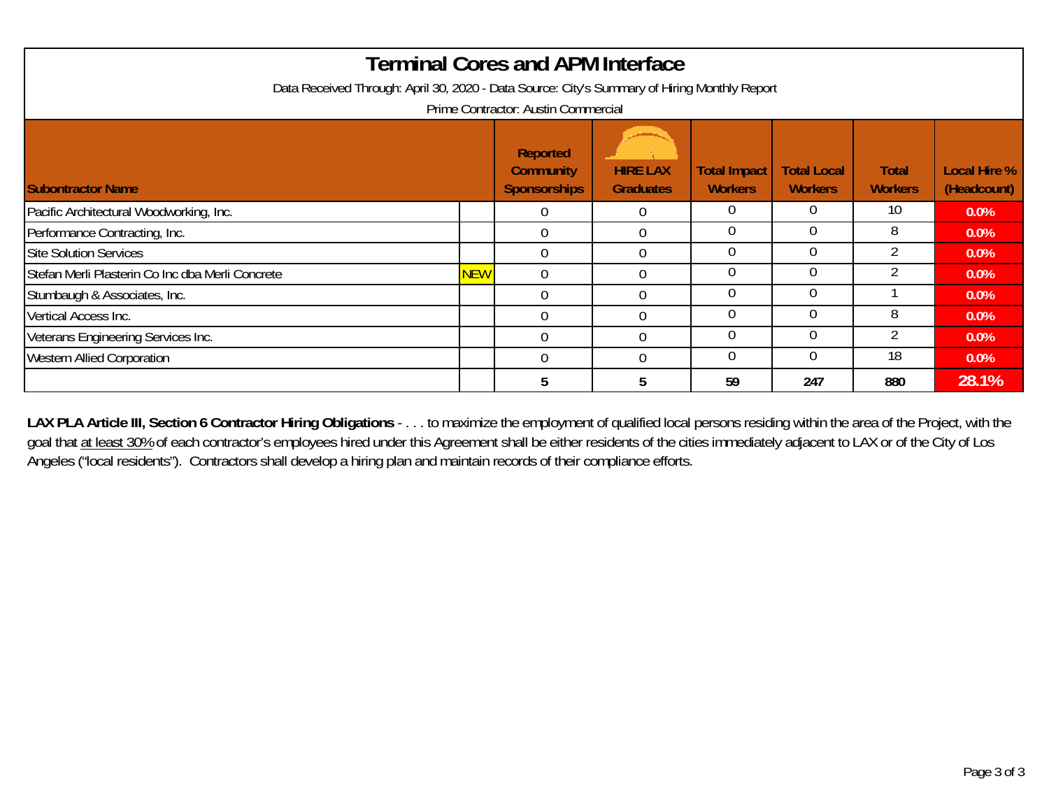# Terminal Cores and APM Interface

Data Received Through: April 30, 2020 - Data Source: City's Summary of Hiring Monthly Report

Prime Contractor: Austin Commercial

| Subontractor Name | | Reported Community Sponsorships | HIRE LAX Graduates | Total Impact Workers | Total Local Workers | Total Workers | Local Hire % (Headcount) |
|---|---|---|---|---|---|---|---|
| Pacific Architectural Woodworking, Inc. | | 0 | 0 | 0 | 0 | 10 | 0.0% |
| Performance Contracting, Inc. | | 0 | 0 | 0 | 0 | 8 | 0.0% |
| Site Solution Services | | 0 | 0 | 0 | 0 | 2 | 0.0% |
| Stefan Merli Plasterin Co Inc dba Merli Concrete | NEW | 0 | 0 | 0 | 0 | 2 | 0.0% |
| Stumbaugh & Associates, Inc. | | 0 | 0 | 0 | 0 | 1 | 0.0% |
| Vertical Access Inc. | | 0 | 0 | 0 | 0 | 8 | 0.0% |
| Veterans Engineering Services Inc. | | 0 | 0 | 0 | 0 | 2 | 0.0% |
| Western Allied Corporation | | 0 | 0 | 0 | 0 | 18 | 0.0% |
| | | **5** | **5** | **59** | **247** | **880** | **28.1%** |

**LAX PLA Article III, Section 6 Contractor Hiring Obligations** - . . . to maximize the employment of qualified local persons residing within the area of the Project, with the goal that at least 30% of each contractor's employees hired under this Agreement shall be either residents of the cities immediately adjacent to LAX or of the City of Los Angeles ("local residents"). Contractors shall develop a hiring plan and maintain records of their compliance efforts.